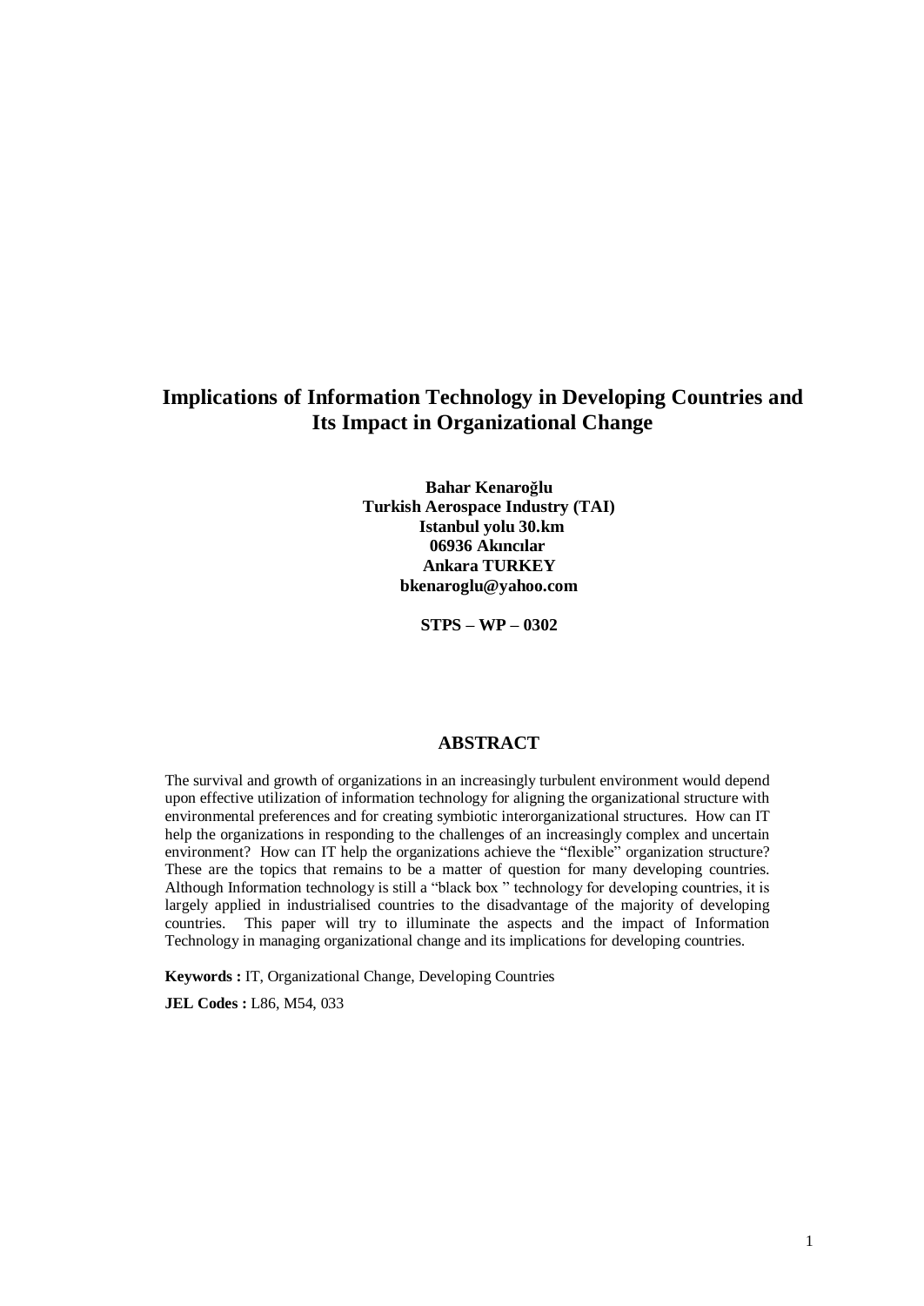# Implications of Information Technology in Developing Countries and Its Impact in Organizational Change

**Bahar Kenaroğlu**
**Turkish Aerospace Industry (TAI)**
**Istanbul yolu 30.km**
**06936 Akıncılar**
**Ankara TURKEY**
**bkenaroglu@yahoo.com**

**STPS – WP – 0302**

## ABSTRACT

The survival and growth of organizations in an increasingly turbulent environment would depend upon effective utilization of information technology for aligning the organizational structure with environmental preferences and for creating symbiotic interorganizational structures. How can IT help the organizations in responding to the challenges of an increasingly complex and uncertain environment? How can IT help the organizations achieve the "flexible" organization structure? These are the topics that remains to be a matter of question for many developing countries. Although Information technology is still a "black box " technology for developing countries, it is largely applied in industrialised countries to the disadvantage of the majority of developing countries. This paper will try to illuminate the aspects and the impact of Information Technology in managing organizational change and its implications for developing countries.

**Keywords :** IT, Organizational Change, Developing Countries

**JEL Codes :** L86, M54, 033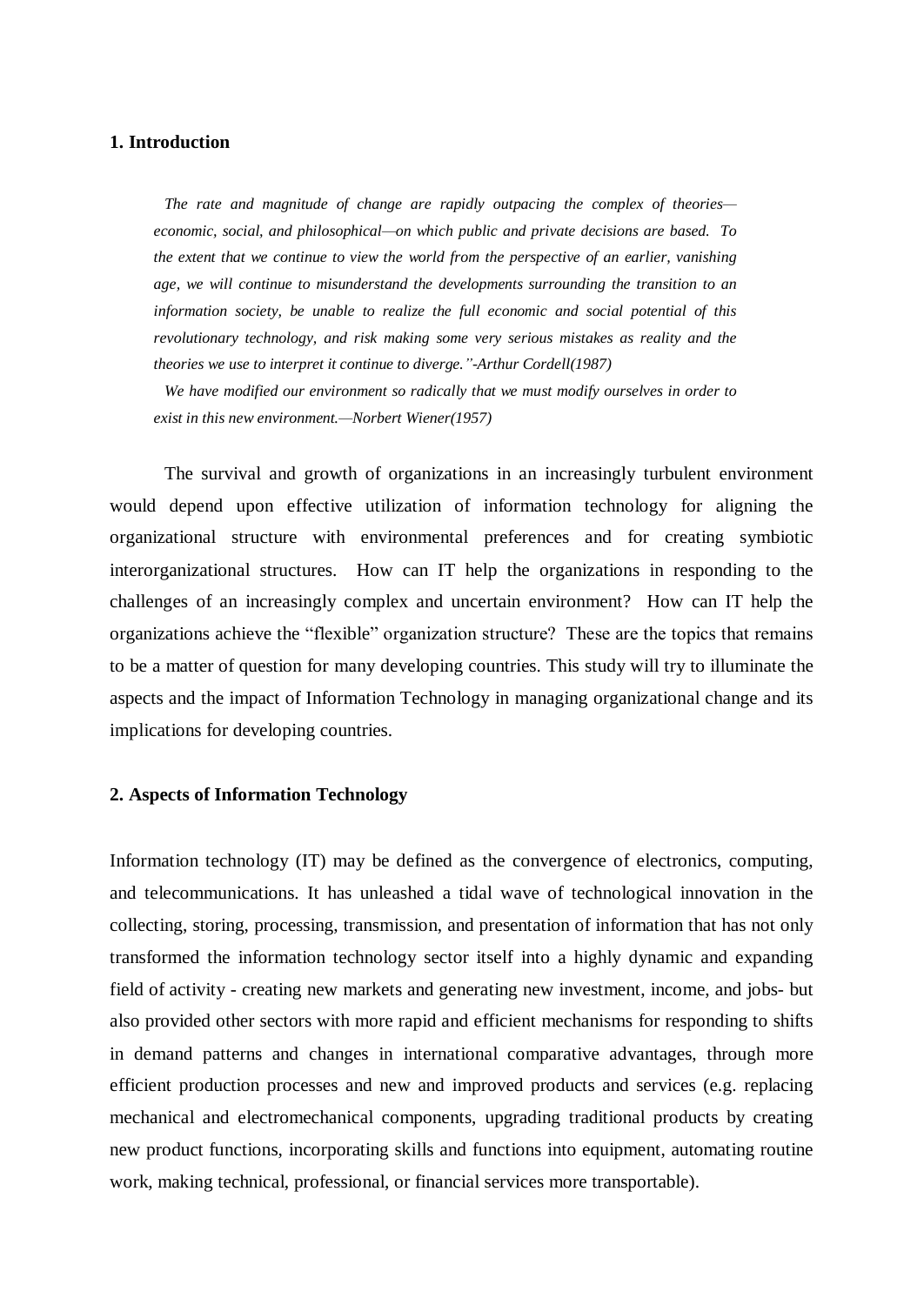## 1. Introduction

> *The rate and magnitude of change are rapidly outpacing the complex of theories—economic, social, and philosophical—on which public and private decisions are based. To the extent that we continue to view the world from the perspective of an earlier, vanishing age, we will continue to misunderstand the developments surrounding the transition to an information society, be unable to realize the full economic and social potential of this revolutionary technology, and risk making some very serious mistakes as reality and the theories we use to interpret it continue to diverge."-Arthur Cordell(1987)*
>
> *We have modified our environment so radically that we must modify ourselves in order to exist in this new environment.—Norbert Wiener(1957)*

The survival and growth of organizations in an increasingly turbulent environment would depend upon effective utilization of information technology for aligning the organizational structure with environmental preferences and for creating symbiotic interorganizational structures. How can IT help the organizations in responding to the challenges of an increasingly complex and uncertain environment? How can IT help the organizations achieve the "flexible" organization structure? These are the topics that remains to be a matter of question for many developing countries. This study will try to illuminate the aspects and the impact of Information Technology in managing organizational change and its implications for developing countries.

## 2. Aspects of Information Technology

Information technology (IT) may be defined as the convergence of electronics, computing, and telecommunications. It has unleashed a tidal wave of technological innovation in the collecting, storing, processing, transmission, and presentation of information that has not only transformed the information technology sector itself into a highly dynamic and expanding field of activity - creating new markets and generating new investment, income, and jobs- but also provided other sectors with more rapid and efficient mechanisms for responding to shifts in demand patterns and changes in international comparative advantages, through more efficient production processes and new and improved products and services (e.g. replacing mechanical and electromechanical components, upgrading traditional products by creating new product functions, incorporating skills and functions into equipment, automating routine work, making technical, professional, or financial services more transportable).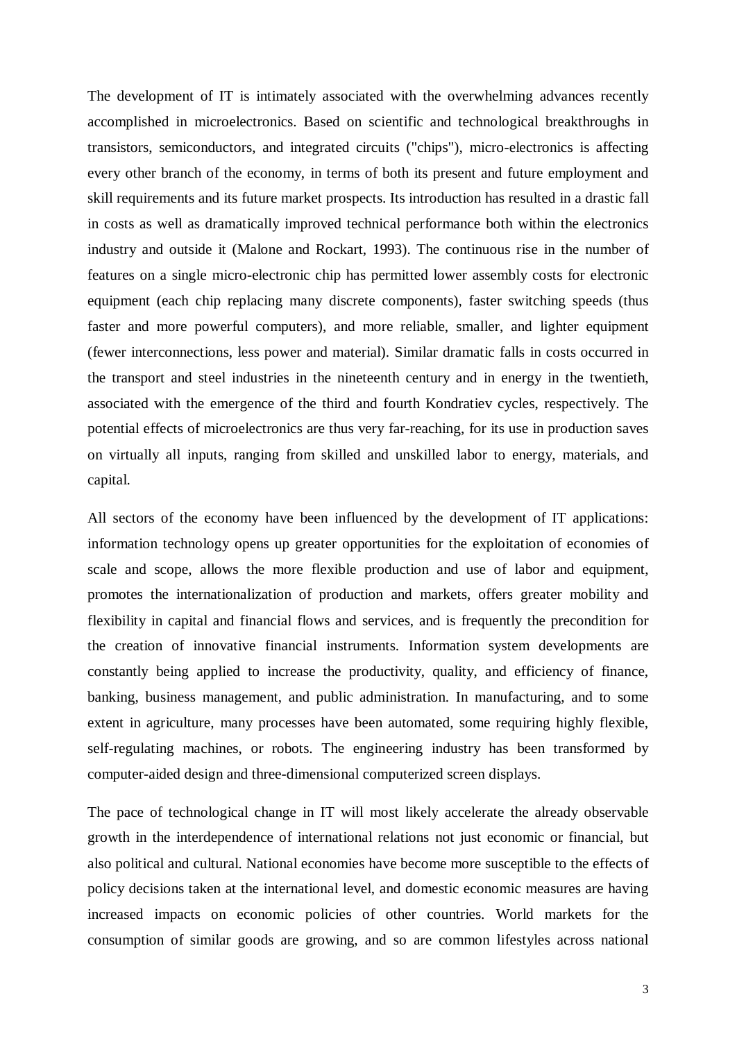The development of IT is intimately associated with the overwhelming advances recently accomplished in microelectronics. Based on scientific and technological breakthroughs in transistors, semiconductors, and integrated circuits ("chips"), micro-electronics is affecting every other branch of the economy, in terms of both its present and future employment and skill requirements and its future market prospects. Its introduction has resulted in a drastic fall in costs as well as dramatically improved technical performance both within the electronics industry and outside it (Malone and Rockart, 1993). The continuous rise in the number of features on a single micro-electronic chip has permitted lower assembly costs for electronic equipment (each chip replacing many discrete components), faster switching speeds (thus faster and more powerful computers), and more reliable, smaller, and lighter equipment (fewer interconnections, less power and material). Similar dramatic falls in costs occurred in the transport and steel industries in the nineteenth century and in energy in the twentieth, associated with the emergence of the third and fourth Kondratiev cycles, respectively. The potential effects of microelectronics are thus very far-reaching, for its use in production saves on virtually all inputs, ranging from skilled and unskilled labor to energy, materials, and capital.

All sectors of the economy have been influenced by the development of IT applications: information technology opens up greater opportunities for the exploitation of economies of scale and scope, allows the more flexible production and use of labor and equipment, promotes the internationalization of production and markets, offers greater mobility and flexibility in capital and financial flows and services, and is frequently the precondition for the creation of innovative financial instruments. Information system developments are constantly being applied to increase the productivity, quality, and efficiency of finance, banking, business management, and public administration. In manufacturing, and to some extent in agriculture, many processes have been automated, some requiring highly flexible, self-regulating machines, or robots. The engineering industry has been transformed by computer-aided design and three-dimensional computerized screen displays.

The pace of technological change in IT will most likely accelerate the already observable growth in the interdependence of international relations not just economic or financial, but also political and cultural. National economies have become more susceptible to the effects of policy decisions taken at the international level, and domestic economic measures are having increased impacts on economic policies of other countries. World markets for the consumption of similar goods are growing, and so are common lifestyles across national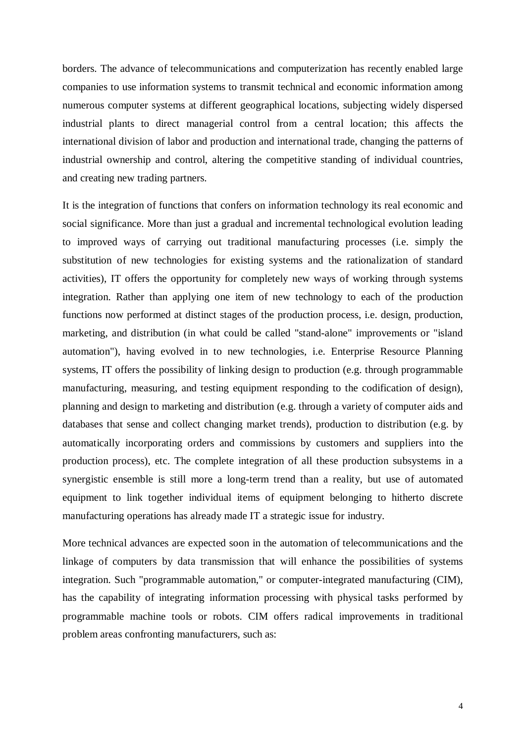borders. The advance of telecommunications and computerization has recently enabled large companies to use information systems to transmit technical and economic information among numerous computer systems at different geographical locations, subjecting widely dispersed industrial plants to direct managerial control from a central location; this affects the international division of labor and production and international trade, changing the patterns of industrial ownership and control, altering the competitive standing of individual countries, and creating new trading partners.

It is the integration of functions that confers on information technology its real economic and social significance. More than just a gradual and incremental technological evolution leading to improved ways of carrying out traditional manufacturing processes (i.e. simply the substitution of new technologies for existing systems and the rationalization of standard activities), IT offers the opportunity for completely new ways of working through systems integration. Rather than applying one item of new technology to each of the production functions now performed at distinct stages of the production process, i.e. design, production, marketing, and distribution (in what could be called "stand-alone" improvements or "island automation"), having evolved in to new technologies, i.e. Enterprise Resource Planning systems, IT offers the possibility of linking design to production (e.g. through programmable manufacturing, measuring, and testing equipment responding to the codification of design), planning and design to marketing and distribution (e.g. through a variety of computer aids and databases that sense and collect changing market trends), production to distribution (e.g. by automatically incorporating orders and commissions by customers and suppliers into the production process), etc. The complete integration of all these production subsystems in a synergistic ensemble is still more a long-term trend than a reality, but use of automated equipment to link together individual items of equipment belonging to hitherto discrete manufacturing operations has already made IT a strategic issue for industry.

More technical advances are expected soon in the automation of telecommunications and the linkage of computers by data transmission that will enhance the possibilities of systems integration. Such "programmable automation," or computer-integrated manufacturing (CIM), has the capability of integrating information processing with physical tasks performed by programmable machine tools or robots. CIM offers radical improvements in traditional problem areas confronting manufacturers, such as: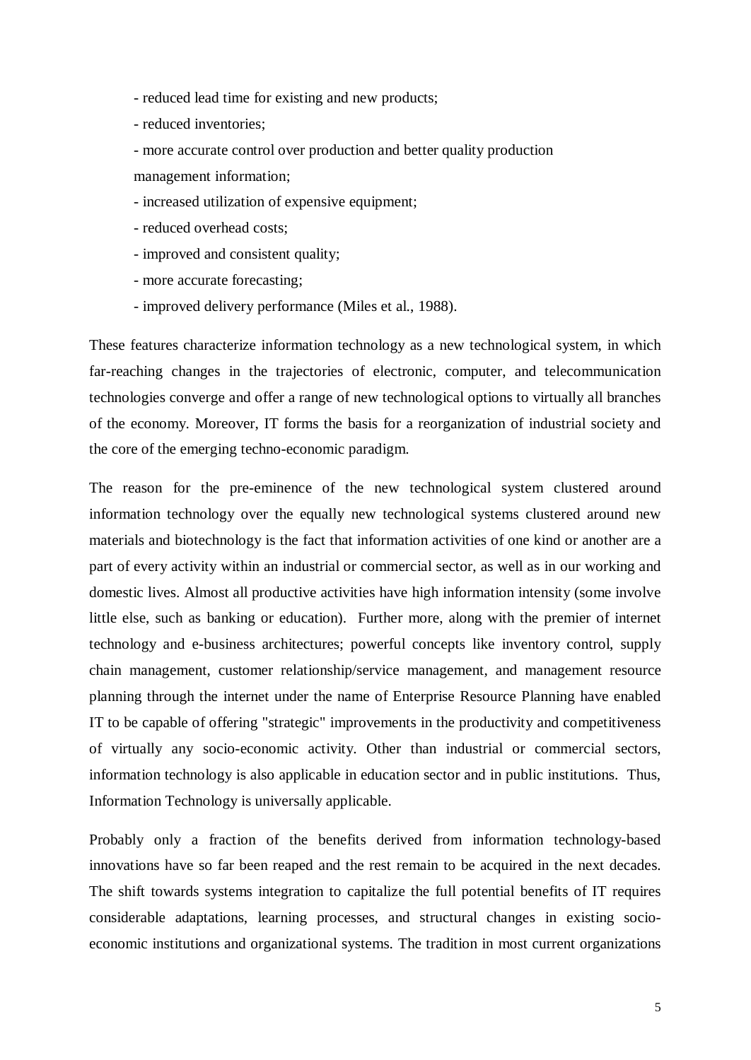- reduced lead time for existing and new products;
- reduced inventories;
- more accurate control over production and better quality production management information;
- increased utilization of expensive equipment;
- reduced overhead costs;
- improved and consistent quality;
- more accurate forecasting;
- improved delivery performance (Miles et al., 1988).

These features characterize information technology as a new technological system, in which far-reaching changes in the trajectories of electronic, computer, and telecommunication technologies converge and offer a range of new technological options to virtually all branches of the economy. Moreover, IT forms the basis for a reorganization of industrial society and the core of the emerging techno-economic paradigm.

The reason for the pre-eminence of the new technological system clustered around information technology over the equally new technological systems clustered around new materials and biotechnology is the fact that information activities of one kind or another are a part of every activity within an industrial or commercial sector, as well as in our working and domestic lives. Almost all productive activities have high information intensity (some involve little else, such as banking or education). Further more, along with the premier of internet technology and e-business architectures; powerful concepts like inventory control, supply chain management, customer relationship/service management, and management resource planning through the internet under the name of Enterprise Resource Planning have enabled IT to be capable of offering "strategic" improvements in the productivity and competitiveness of virtually any socio-economic activity. Other than industrial or commercial sectors, information technology is also applicable in education sector and in public institutions. Thus, Information Technology is universally applicable.

Probably only a fraction of the benefits derived from information technology-based innovations have so far been reaped and the rest remain to be acquired in the next decades. The shift towards systems integration to capitalize the full potential benefits of IT requires considerable adaptations, learning processes, and structural changes in existing socio-economic institutions and organizational systems. The tradition in most current organizations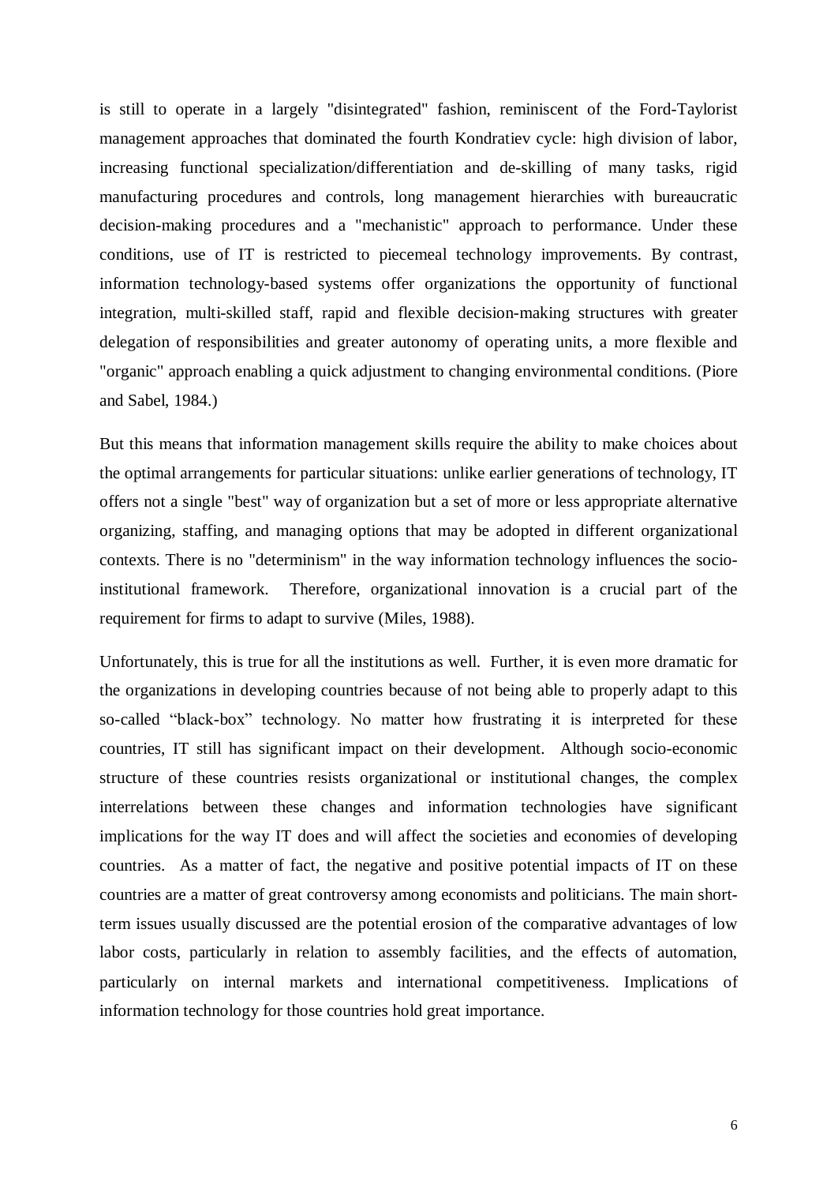is still to operate in a largely "disintegrated" fashion, reminiscent of the Ford-Taylorist management approaches that dominated the fourth Kondratiev cycle: high division of labor, increasing functional specialization/differentiation and de-skilling of many tasks, rigid manufacturing procedures and controls, long management hierarchies with bureaucratic decision-making procedures and a "mechanistic" approach to performance. Under these conditions, use of IT is restricted to piecemeal technology improvements. By contrast, information technology-based systems offer organizations the opportunity of functional integration, multi-skilled staff, rapid and flexible decision-making structures with greater delegation of responsibilities and greater autonomy of operating units, a more flexible and "organic" approach enabling a quick adjustment to changing environmental conditions. (Piore and Sabel, 1984.)

But this means that information management skills require the ability to make choices about the optimal arrangements for particular situations: unlike earlier generations of technology, IT offers not a single "best" way of organization but a set of more or less appropriate alternative organizing, staffing, and managing options that may be adopted in different organizational contexts. There is no "determinism" in the way information technology influences the socio-institutional framework. Therefore, organizational innovation is a crucial part of the requirement for firms to adapt to survive (Miles, 1988).

Unfortunately, this is true for all the institutions as well. Further, it is even more dramatic for the organizations in developing countries because of not being able to properly adapt to this so-called "black-box" technology. No matter how frustrating it is interpreted for these countries, IT still has significant impact on their development. Although socio-economic structure of these countries resists organizational or institutional changes, the complex interrelations between these changes and information technologies have significant implications for the way IT does and will affect the societies and economies of developing countries. As a matter of fact, the negative and positive potential impacts of IT on these countries are a matter of great controversy among economists and politicians. The main short-term issues usually discussed are the potential erosion of the comparative advantages of low labor costs, particularly in relation to assembly facilities, and the effects of automation, particularly on internal markets and international competitiveness. Implications of information technology for those countries hold great importance.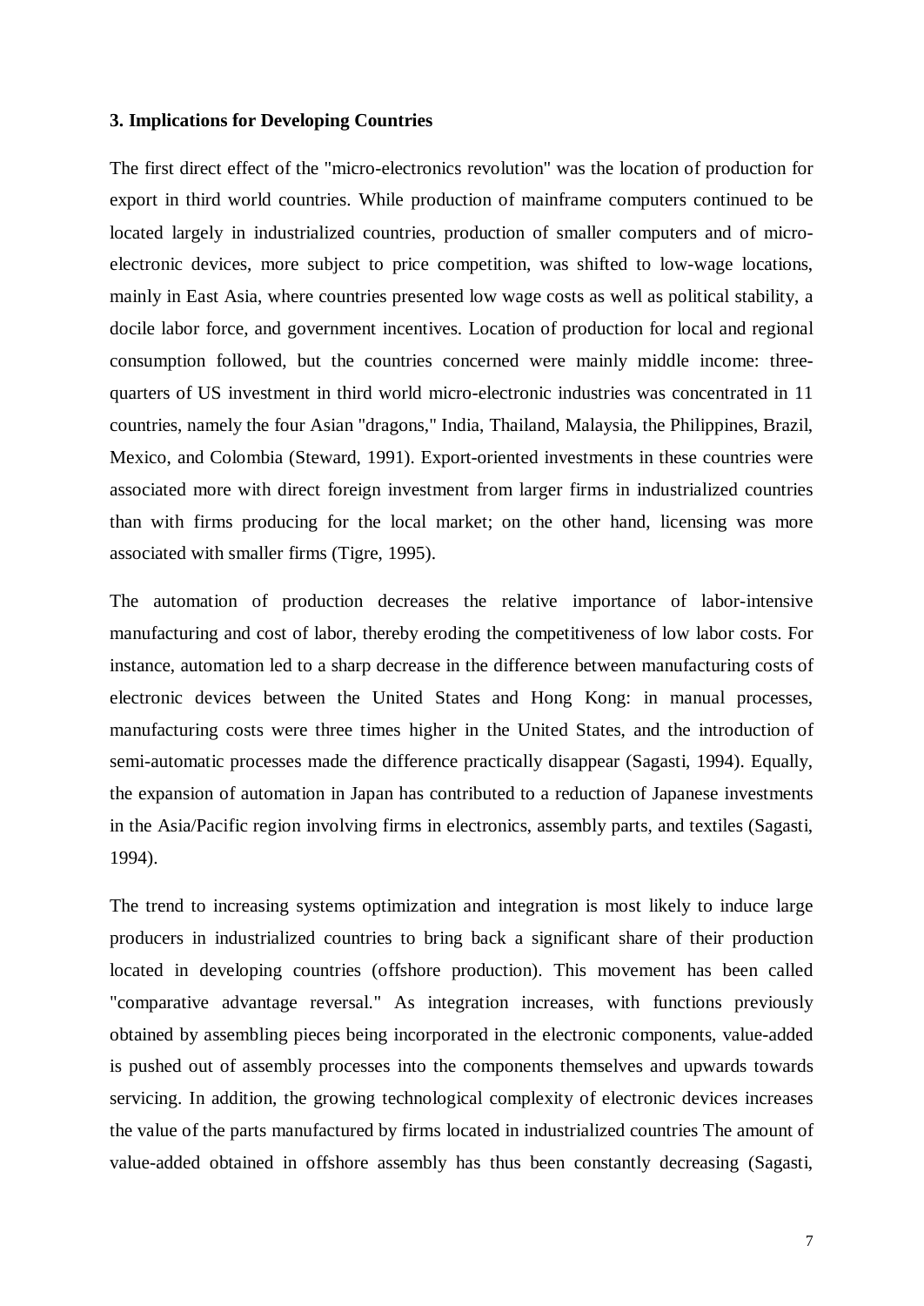### 3. Implications for Developing Countries

The first direct effect of the "micro-electronics revolution" was the location of production for export in third world countries. While production of mainframe computers continued to be located largely in industrialized countries, production of smaller computers and of micro-electronic devices, more subject to price competition, was shifted to low-wage locations, mainly in East Asia, where countries presented low wage costs as well as political stability, a docile labor force, and government incentives. Location of production for local and regional consumption followed, but the countries concerned were mainly middle income: three-quarters of US investment in third world micro-electronic industries was concentrated in 11 countries, namely the four Asian "dragons," India, Thailand, Malaysia, the Philippines, Brazil, Mexico, and Colombia (Steward, 1991). Export-oriented investments in these countries were associated more with direct foreign investment from larger firms in industrialized countries than with firms producing for the local market; on the other hand, licensing was more associated with smaller firms (Tigre, 1995).

The automation of production decreases the relative importance of labor-intensive manufacturing and cost of labor, thereby eroding the competitiveness of low labor costs. For instance, automation led to a sharp decrease in the difference between manufacturing costs of electronic devices between the United States and Hong Kong: in manual processes, manufacturing costs were three times higher in the United States, and the introduction of semi-automatic processes made the difference practically disappear (Sagasti, 1994). Equally, the expansion of automation in Japan has contributed to a reduction of Japanese investments in the Asia/Pacific region involving firms in electronics, assembly parts, and textiles (Sagasti, 1994).

The trend to increasing systems optimization and integration is most likely to induce large producers in industrialized countries to bring back a significant share of their production located in developing countries (offshore production). This movement has been called "comparative advantage reversal." As integration increases, with functions previously obtained by assembling pieces being incorporated in the electronic components, value-added is pushed out of assembly processes into the components themselves and upwards towards servicing. In addition, the growing technological complexity of electronic devices increases the value of the parts manufactured by firms located in industrialized countries The amount of value-added obtained in offshore assembly has thus been constantly decreasing (Sagasti,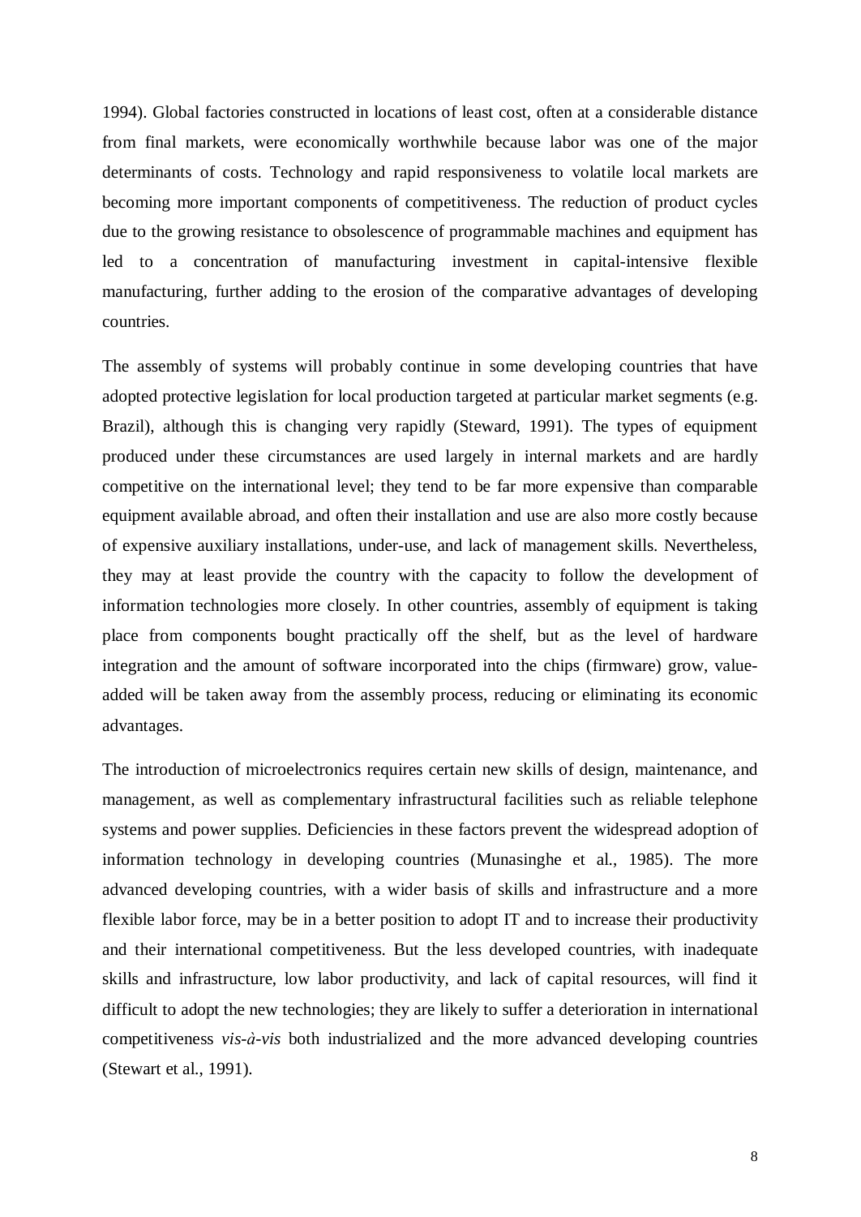1994). Global factories constructed in locations of least cost, often at a considerable distance from final markets, were economically worthwhile because labor was one of the major determinants of costs. Technology and rapid responsiveness to volatile local markets are becoming more important components of competitiveness. The reduction of product cycles due to the growing resistance to obsolescence of programmable machines and equipment has led to a concentration of manufacturing investment in capital-intensive flexible manufacturing, further adding to the erosion of the comparative advantages of developing countries.

The assembly of systems will probably continue in some developing countries that have adopted protective legislation for local production targeted at particular market segments (e.g. Brazil), although this is changing very rapidly (Steward, 1991). The types of equipment produced under these circumstances are used largely in internal markets and are hardly competitive on the international level; they tend to be far more expensive than comparable equipment available abroad, and often their installation and use are also more costly because of expensive auxiliary installations, under-use, and lack of management skills. Nevertheless, they may at least provide the country with the capacity to follow the development of information technologies more closely. In other countries, assembly of equipment is taking place from components bought practically off the shelf, but as the level of hardware integration and the amount of software incorporated into the chips (firmware) grow, value-added will be taken away from the assembly process, reducing or eliminating its economic advantages.

The introduction of microelectronics requires certain new skills of design, maintenance, and management, as well as complementary infrastructural facilities such as reliable telephone systems and power supplies. Deficiencies in these factors prevent the widespread adoption of information technology in developing countries (Munasinghe et al., 1985). The more advanced developing countries, with a wider basis of skills and infrastructure and a more flexible labor force, may be in a better position to adopt IT and to increase their productivity and their international competitiveness. But the less developed countries, with inadequate skills and infrastructure, low labor productivity, and lack of capital resources, will find it difficult to adopt the new technologies; they are likely to suffer a deterioration in international competitiveness *vis-à-vis* both industrialized and the more advanced developing countries (Stewart et al., 1991).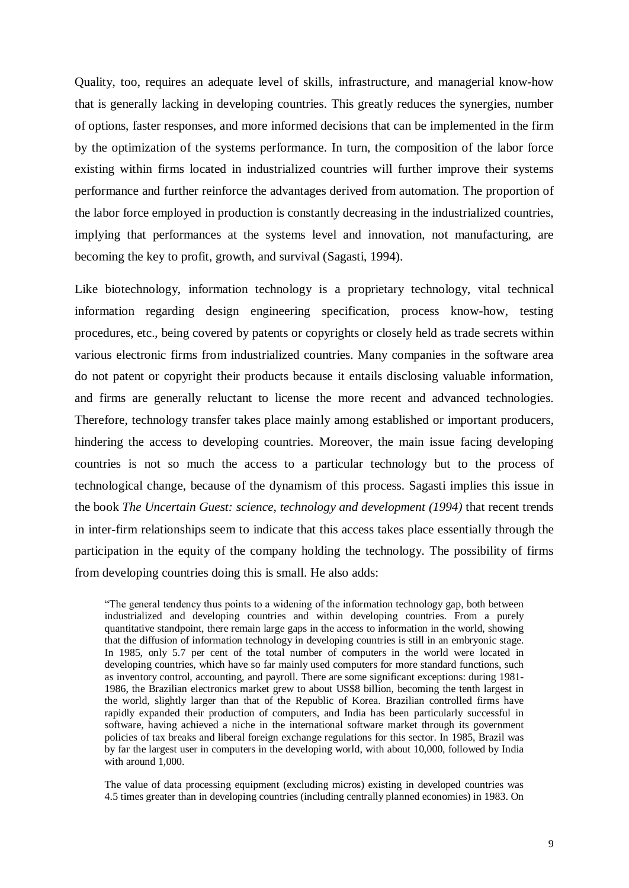Quality, too, requires an adequate level of skills, infrastructure, and managerial know-how that is generally lacking in developing countries. This greatly reduces the synergies, number of options, faster responses, and more informed decisions that can be implemented in the firm by the optimization of the systems performance. In turn, the composition of the labor force existing within firms located in industrialized countries will further improve their systems performance and further reinforce the advantages derived from automation. The proportion of the labor force employed in production is constantly decreasing in the industrialized countries, implying that performances at the systems level and innovation, not manufacturing, are becoming the key to profit, growth, and survival (Sagasti, 1994).

Like biotechnology, information technology is a proprietary technology, vital technical information regarding design engineering specification, process know-how, testing procedures, etc., being covered by patents or copyrights or closely held as trade secrets within various electronic firms from industrialized countries. Many companies in the software area do not patent or copyright their products because it entails disclosing valuable information, and firms are generally reluctant to license the more recent and advanced technologies. Therefore, technology transfer takes place mainly among established or important producers, hindering the access to developing countries. Moreover, the main issue facing developing countries is not so much the access to a particular technology but to the process of technological change, because of the dynamism of this process. Sagasti implies this issue in the book *The Uncertain Guest: science, technology and development (1994)* that recent trends in inter-firm relationships seem to indicate that this access takes place essentially through the participation in the equity of the company holding the technology. The possibility of firms from developing countries doing this is small. He also adds:

> "The general tendency thus points to a widening of the information technology gap, both between industrialized and developing countries and within developing countries. From a purely quantitative standpoint, there remain large gaps in the access to information in the world, showing that the diffusion of information technology in developing countries is still in an embryonic stage. In 1985, only 5.7 per cent of the total number of computers in the world were located in developing countries, which have so far mainly used computers for more standard functions, such as inventory control, accounting, and payroll. There are some significant exceptions: during 1981-1986, the Brazilian electronics market grew to about US$8 billion, becoming the tenth largest in the world, slightly larger than that of the Republic of Korea. Brazilian controlled firms have rapidly expanded their production of computers, and India has been particularly successful in software, having achieved a niche in the international software market through its government policies of tax breaks and liberal foreign exchange regulations for this sector. In 1985, Brazil was by far the largest user in computers in the developing world, with about 10,000, followed by India with around 1,000.
>
> The value of data processing equipment (excluding micros) existing in developed countries was 4.5 times greater than in developing countries (including centrally planned economies) in 1983. On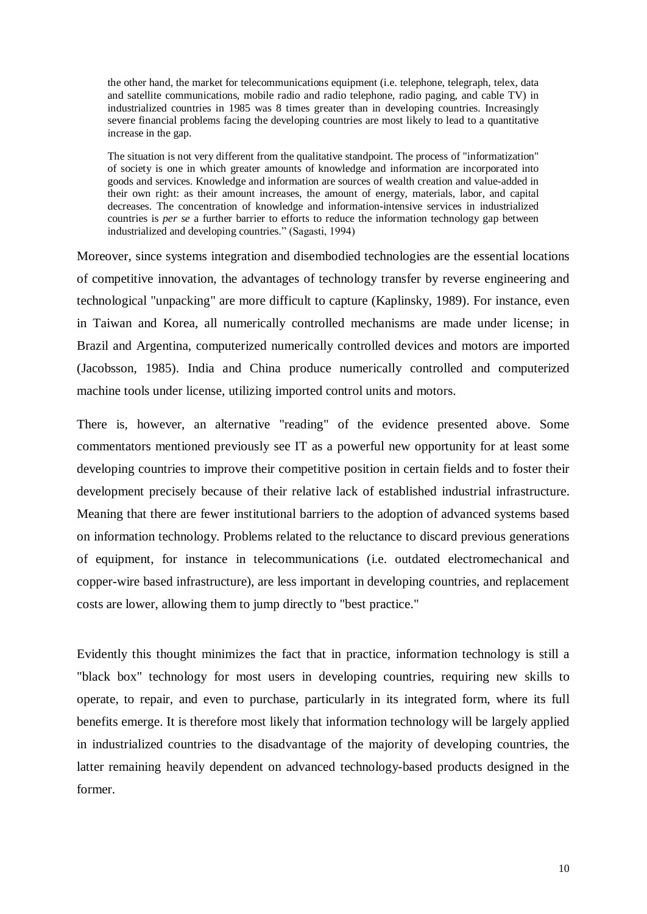> the other hand, the market for telecommunications equipment (i.e. telephone, telegraph, telex, data and satellite communications, mobile radio and radio telephone, radio paging, and cable TV) in industrialized countries in 1985 was 8 times greater than in developing countries. Increasingly severe financial problems facing the developing countries are most likely to lead to a quantitative increase in the gap.
>
> The situation is not very different from the qualitative standpoint. The process of "informatization" of society is one in which greater amounts of knowledge and information are incorporated into goods and services. Knowledge and information are sources of wealth creation and value-added in their own right: as their amount increases, the amount of energy, materials, labor, and capital decreases. The concentration of knowledge and information-intensive services in industrialized countries is *per se* a further barrier to efforts to reduce the information technology gap between industrialized and developing countries." (Sagasti, 1994)

Moreover, since systems integration and disembodied technologies are the essential locations of competitive innovation, the advantages of technology transfer by reverse engineering and technological "unpacking" are more difficult to capture (Kaplinsky, 1989). For instance, even in Taiwan and Korea, all numerically controlled mechanisms are made under license; in Brazil and Argentina, computerized numerically controlled devices and motors are imported (Jacobsson, 1985). India and China produce numerically controlled and computerized machine tools under license, utilizing imported control units and motors.

There is, however, an alternative "reading" of the evidence presented above. Some commentators mentioned previously see IT as a powerful new opportunity for at least some developing countries to improve their competitive position in certain fields and to foster their development precisely because of their relative lack of established industrial infrastructure. Meaning that there are fewer institutional barriers to the adoption of advanced systems based on information technology. Problems related to the reluctance to discard previous generations of equipment, for instance in telecommunications (i.e. outdated electromechanical and copper-wire based infrastructure), are less important in developing countries, and replacement costs are lower, allowing them to jump directly to "best practice."

Evidently this thought minimizes the fact that in practice, information technology is still a "black box" technology for most users in developing countries, requiring new skills to operate, to repair, and even to purchase, particularly in its integrated form, where its full benefits emerge. It is therefore most likely that information technology will be largely applied in industrialized countries to the disadvantage of the majority of developing countries, the latter remaining heavily dependent on advanced technology-based products designed in the former.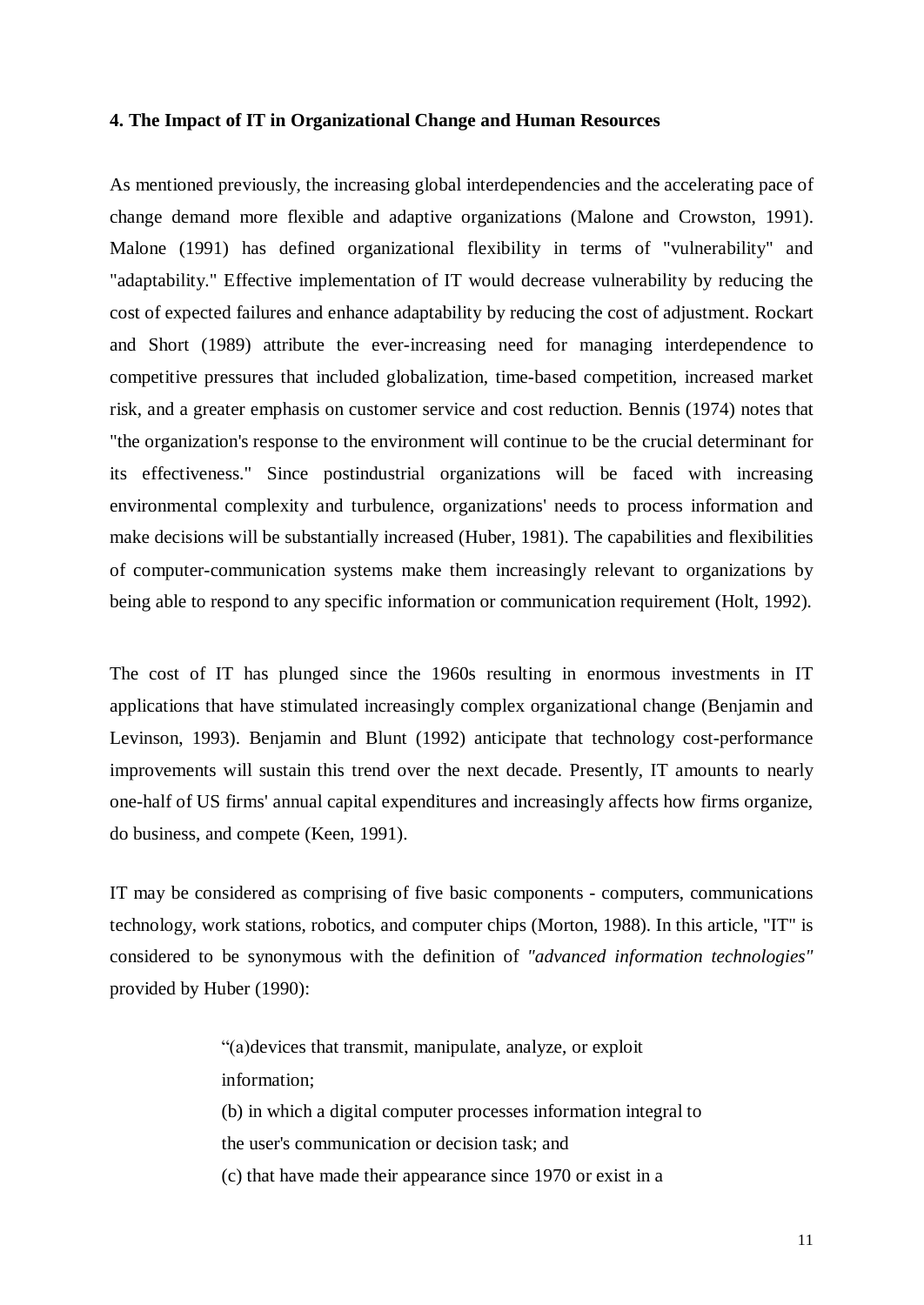**4. The Impact of IT in Organizational Change and Human Resources**

As mentioned previously, the increasing global interdependencies and the accelerating pace of change demand more flexible and adaptive organizations (Malone and Crowston, 1991). Malone (1991) has defined organizational flexibility in terms of "vulnerability" and "adaptability." Effective implementation of IT would decrease vulnerability by reducing the cost of expected failures and enhance adaptability by reducing the cost of adjustment. Rockart and Short (1989) attribute the ever-increasing need for managing interdependence to competitive pressures that included globalization, time-based competition, increased market risk, and a greater emphasis on customer service and cost reduction. Bennis (1974) notes that "the organization's response to the environment will continue to be the crucial determinant for its effectiveness." Since postindustrial organizations will be faced with increasing environmental complexity and turbulence, organizations' needs to process information and make decisions will be substantially increased (Huber, 1981). The capabilities and flexibilities of computer-communication systems make them increasingly relevant to organizations by being able to respond to any specific information or communication requirement (Holt, 1992).

The cost of IT has plunged since the 1960s resulting in enormous investments in IT applications that have stimulated increasingly complex organizational change (Benjamin and Levinson, 1993). Benjamin and Blunt (1992) anticipate that technology cost-performance improvements will sustain this trend over the next decade. Presently, IT amounts to nearly one-half of US firms' annual capital expenditures and increasingly affects how firms organize, do business, and compete (Keen, 1991).

IT may be considered as comprising of five basic components - computers, communications technology, work stations, robotics, and computer chips (Morton, 1988). In this article, "IT" is considered to be synonymous with the definition of *"advanced information technologies"* provided by Huber (1990):

> "(a)devices that transmit, manipulate, analyze, or exploit information;
> (b) in which a digital computer processes information integral to the user's communication or decision task; and
> (c) that have made their appearance since 1970 or exist in a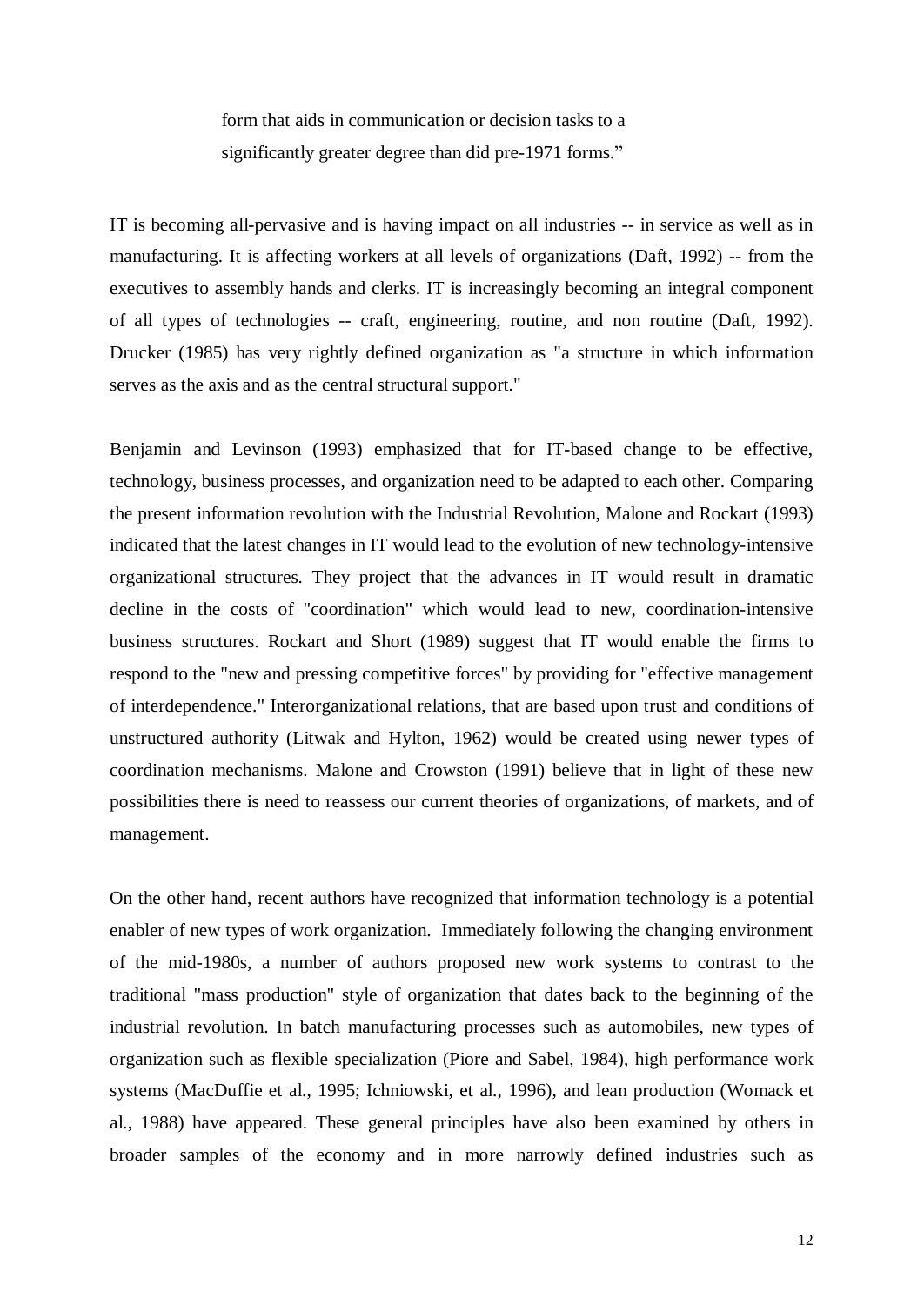form that aids in communication or decision tasks to a significantly greater degree than did pre-1971 forms."

IT is becoming all-pervasive and is having impact on all industries -- in service as well as in manufacturing. It is affecting workers at all levels of organizations (Daft, 1992) -- from the executives to assembly hands and clerks. IT is increasingly becoming an integral component of all types of technologies -- craft, engineering, routine, and non routine (Daft, 1992). Drucker (1985) has very rightly defined organization as "a structure in which information serves as the axis and as the central structural support."

Benjamin and Levinson (1993) emphasized that for IT-based change to be effective, technology, business processes, and organization need to be adapted to each other. Comparing the present information revolution with the Industrial Revolution, Malone and Rockart (1993) indicated that the latest changes in IT would lead to the evolution of new technology-intensive organizational structures. They project that the advances in IT would result in dramatic decline in the costs of "coordination" which would lead to new, coordination-intensive business structures. Rockart and Short (1989) suggest that IT would enable the firms to respond to the "new and pressing competitive forces" by providing for "effective management of interdependence." Interorganizational relations, that are based upon trust and conditions of unstructured authority (Litwak and Hylton, 1962) would be created using newer types of coordination mechanisms. Malone and Crowston (1991) believe that in light of these new possibilities there is need to reassess our current theories of organizations, of markets, and of management.

On the other hand, recent authors have recognized that information technology is a potential enabler of new types of work organization. Immediately following the changing environment of the mid-1980s, a number of authors proposed new work systems to contrast to the traditional "mass production" style of organization that dates back to the beginning of the industrial revolution. In batch manufacturing processes such as automobiles, new types of organization such as flexible specialization (Piore and Sabel, 1984), high performance work systems (MacDuffie et al., 1995; Ichniowski, et al., 1996), and lean production (Womack et al., 1988) have appeared. These general principles have also been examined by others in broader samples of the economy and in more narrowly defined industries such as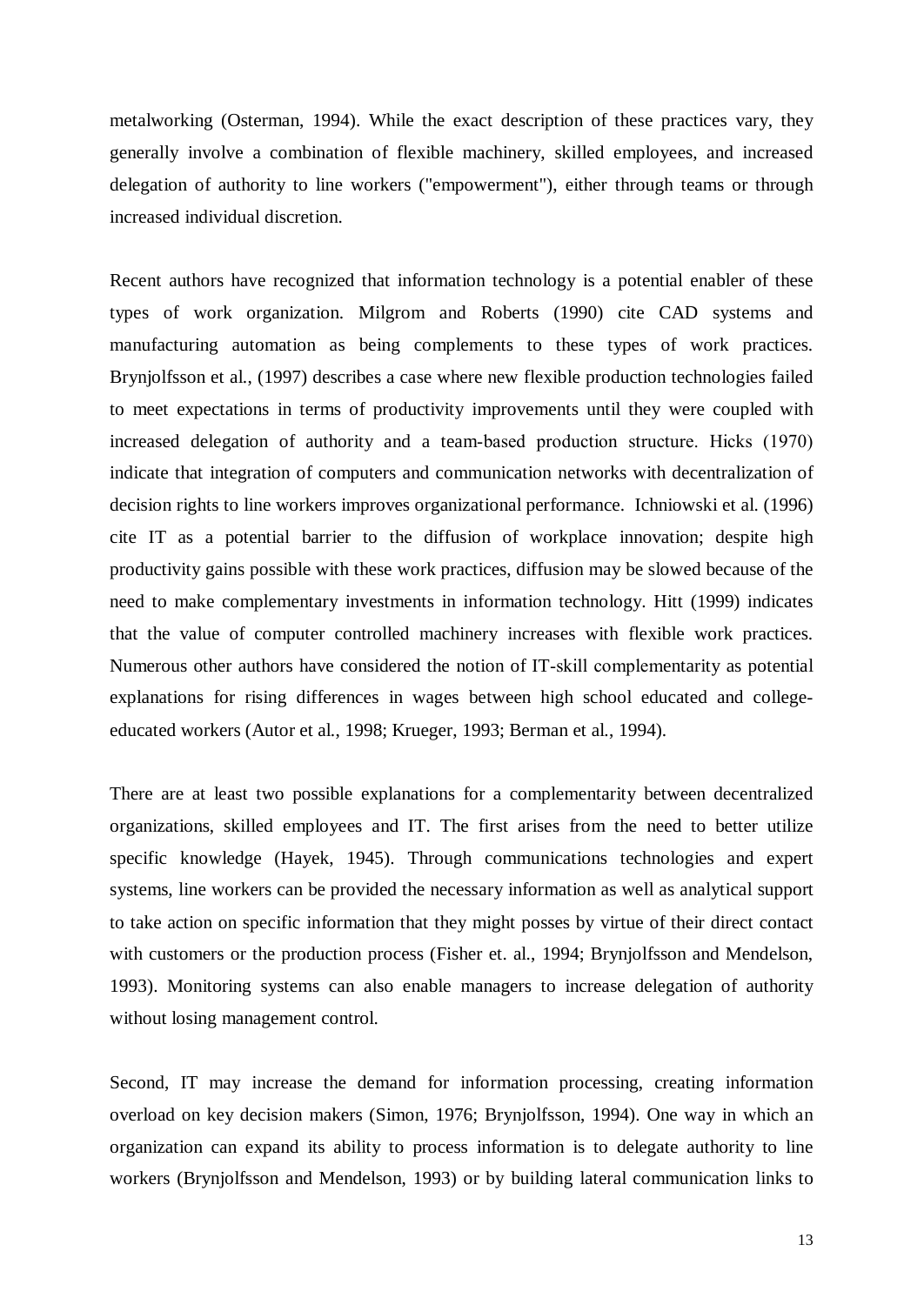metalworking (Osterman, 1994). While the exact description of these practices vary, they generally involve a combination of flexible machinery, skilled employees, and increased delegation of authority to line workers ("empowerment"), either through teams or through increased individual discretion.

Recent authors have recognized that information technology is a potential enabler of these types of work organization. Milgrom and Roberts (1990) cite CAD systems and manufacturing automation as being complements to these types of work practices. Brynjolfsson et al., (1997) describes a case where new flexible production technologies failed to meet expectations in terms of productivity improvements until they were coupled with increased delegation of authority and a team-based production structure. Hicks (1970) indicate that integration of computers and communication networks with decentralization of decision rights to line workers improves organizational performance. Ichniowski et al. (1996) cite IT as a potential barrier to the diffusion of workplace innovation; despite high productivity gains possible with these work practices, diffusion may be slowed because of the need to make complementary investments in information technology. Hitt (1999) indicates that the value of computer controlled machinery increases with flexible work practices. Numerous other authors have considered the notion of IT-skill complementarity as potential explanations for rising differences in wages between high school educated and college-educated workers (Autor et al., 1998; Krueger, 1993; Berman et al., 1994).

There are at least two possible explanations for a complementarity between decentralized organizations, skilled employees and IT. The first arises from the need to better utilize specific knowledge (Hayek, 1945). Through communications technologies and expert systems, line workers can be provided the necessary information as well as analytical support to take action on specific information that they might posses by virtue of their direct contact with customers or the production process (Fisher et. al., 1994; Brynjolfsson and Mendelson, 1993). Monitoring systems can also enable managers to increase delegation of authority without losing management control.

Second, IT may increase the demand for information processing, creating information overload on key decision makers (Simon, 1976; Brynjolfsson, 1994). One way in which an organization can expand its ability to process information is to delegate authority to line workers (Brynjolfsson and Mendelson, 1993) or by building lateral communication links to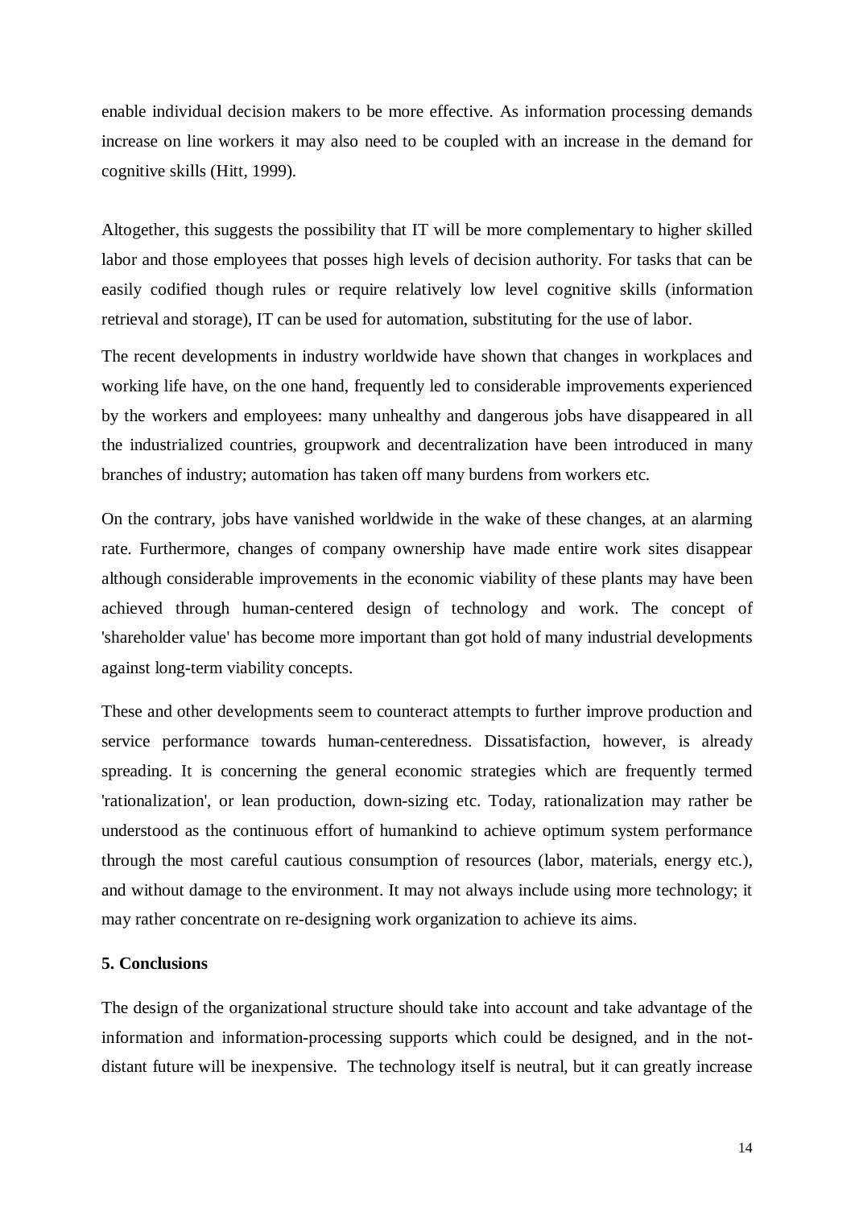enable individual decision makers to be more effective. As information processing demands increase on line workers it may also need to be coupled with an increase in the demand for cognitive skills (Hitt, 1999).

Altogether, this suggests the possibility that IT will be more complementary to higher skilled labor and those employees that posses high levels of decision authority. For tasks that can be easily codified though rules or require relatively low level cognitive skills (information retrieval and storage), IT can be used for automation, substituting for the use of labor.

The recent developments in industry worldwide have shown that changes in workplaces and working life have, on the one hand, frequently led to considerable improvements experienced by the workers and employees: many unhealthy and dangerous jobs have disappeared in all the industrialized countries, groupwork and decentralization have been introduced in many branches of industry; automation has taken off many burdens from workers etc.

On the contrary, jobs have vanished worldwide in the wake of these changes, at an alarming rate. Furthermore, changes of company ownership have made entire work sites disappear although considerable improvements in the economic viability of these plants may have been achieved through human-centered design of technology and work. The concept of 'shareholder value' has become more important than got hold of many industrial developments against long-term viability concepts.

These and other developments seem to counteract attempts to further improve production and service performance towards human-centeredness. Dissatisfaction, however, is already spreading. It is concerning the general economic strategies which are frequently termed 'rationalization', or lean production, down-sizing etc. Today, rationalization may rather be understood as the continuous effort of humankind to achieve optimum system performance through the most careful cautious consumption of resources (labor, materials, energy etc.), and without damage to the environment. It may not always include using more technology; it may rather concentrate on re-designing work organization to achieve its aims.

## 5. Conclusions

The design of the organizational structure should take into account and take advantage of the information and information-processing supports which could be designed, and in the not-distant future will be inexpensive. The technology itself is neutral, but it can greatly increase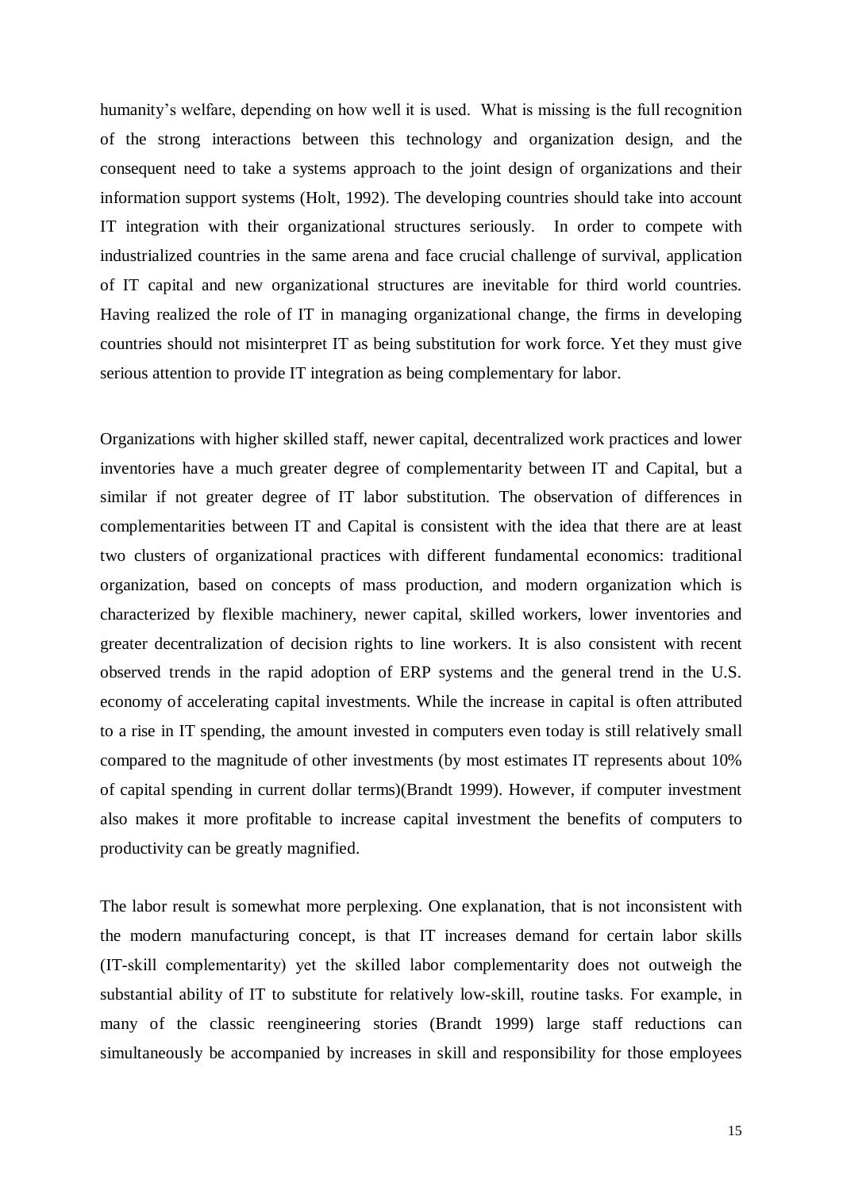humanity's welfare, depending on how well it is used. What is missing is the full recognition of the strong interactions between this technology and organization design, and the consequent need to take a systems approach to the joint design of organizations and their information support systems (Holt, 1992). The developing countries should take into account IT integration with their organizational structures seriously. In order to compete with industrialized countries in the same arena and face crucial challenge of survival, application of IT capital and new organizational structures are inevitable for third world countries. Having realized the role of IT in managing organizational change, the firms in developing countries should not misinterpret IT as being substitution for work force. Yet they must give serious attention to provide IT integration as being complementary for labor.

Organizations with higher skilled staff, newer capital, decentralized work practices and lower inventories have a much greater degree of complementarity between IT and Capital, but a similar if not greater degree of IT labor substitution. The observation of differences in complementarities between IT and Capital is consistent with the idea that there are at least two clusters of organizational practices with different fundamental economics: traditional organization, based on concepts of mass production, and modern organization which is characterized by flexible machinery, newer capital, skilled workers, lower inventories and greater decentralization of decision rights to line workers. It is also consistent with recent observed trends in the rapid adoption of ERP systems and the general trend in the U.S. economy of accelerating capital investments. While the increase in capital is often attributed to a rise in IT spending, the amount invested in computers even today is still relatively small compared to the magnitude of other investments (by most estimates IT represents about 10% of capital spending in current dollar terms)(Brandt 1999). However, if computer investment also makes it more profitable to increase capital investment the benefits of computers to productivity can be greatly magnified.

The labor result is somewhat more perplexing. One explanation, that is not inconsistent with the modern manufacturing concept, is that IT increases demand for certain labor skills (IT-skill complementarity) yet the skilled labor complementarity does not outweigh the substantial ability of IT to substitute for relatively low-skill, routine tasks. For example, in many of the classic reengineering stories (Brandt 1999) large staff reductions can simultaneously be accompanied by increases in skill and responsibility for those employees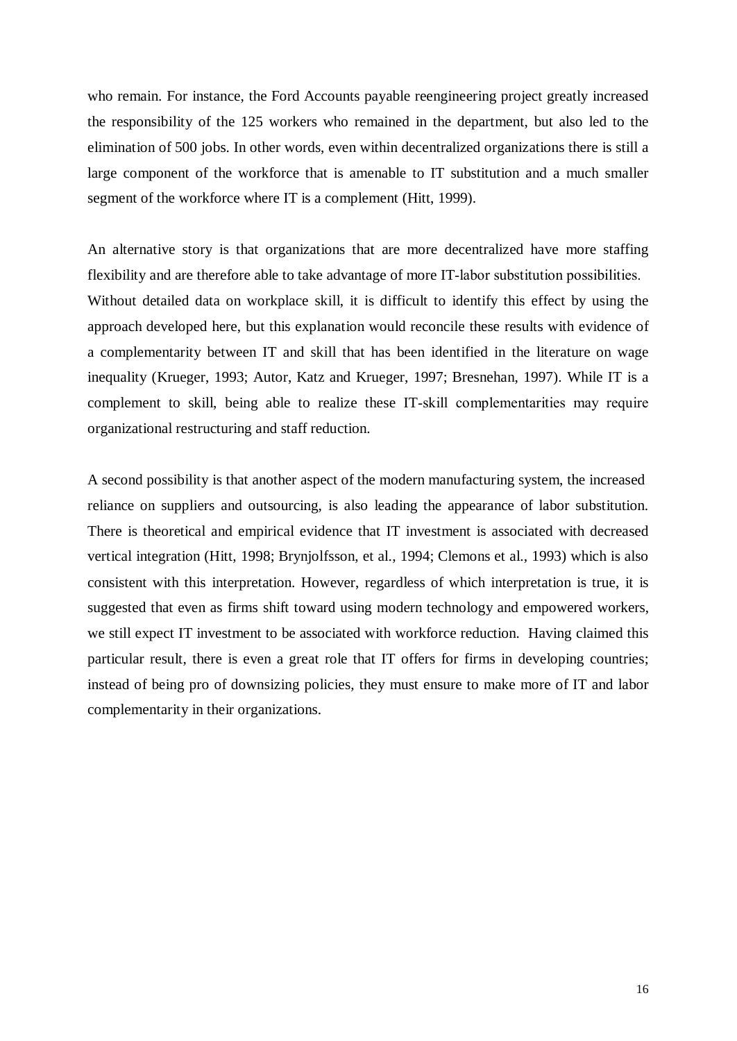who remain. For instance, the Ford Accounts payable reengineering project greatly increased the responsibility of the 125 workers who remained in the department, but also led to the elimination of 500 jobs. In other words, even within decentralized organizations there is still a large component of the workforce that is amenable to IT substitution and a much smaller segment of the workforce where IT is a complement (Hitt, 1999).

An alternative story is that organizations that are more decentralized have more staffing flexibility and are therefore able to take advantage of more IT-labor substitution possibilities. Without detailed data on workplace skill, it is difficult to identify this effect by using the approach developed here, but this explanation would reconcile these results with evidence of a complementarity between IT and skill that has been identified in the literature on wage inequality (Krueger, 1993; Autor, Katz and Krueger, 1997; Bresnehan, 1997). While IT is a complement to skill, being able to realize these IT-skill complementarities may require organizational restructuring and staff reduction.

A second possibility is that another aspect of the modern manufacturing system, the increased reliance on suppliers and outsourcing, is also leading the appearance of labor substitution. There is theoretical and empirical evidence that IT investment is associated with decreased vertical integration (Hitt, 1998; Brynjolfsson, et al., 1994; Clemons et al., 1993) which is also consistent with this interpretation. However, regardless of which interpretation is true, it is suggested that even as firms shift toward using modern technology and empowered workers, we still expect IT investment to be associated with workforce reduction. Having claimed this particular result, there is even a great role that IT offers for firms in developing countries; instead of being pro of downsizing policies, they must ensure to make more of IT and labor complementarity in their organizations.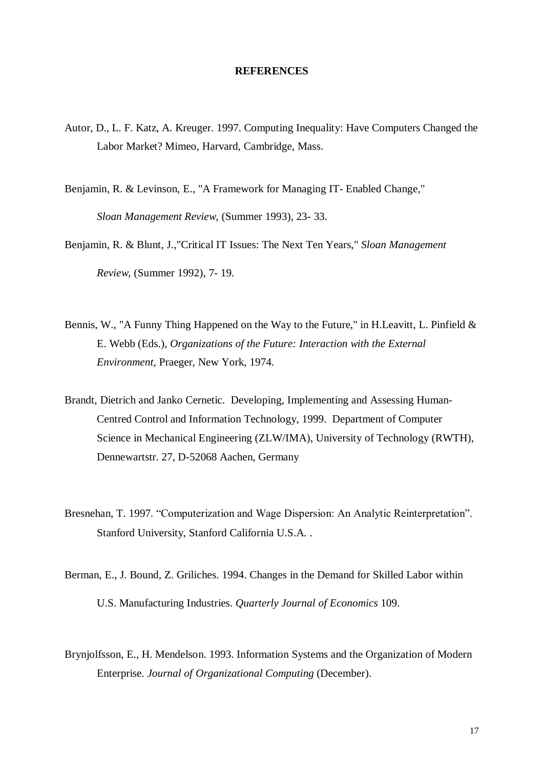## REFERENCES

Autor, D., L. F. Katz, A. Kreuger. 1997. Computing Inequality: Have Computers Changed the Labor Market? Mimeo, Harvard, Cambridge, Mass.

Benjamin, R. & Levinson, E., "A Framework for Managing IT- Enabled Change," *Sloan Management Review*, (Summer 1993), 23- 33.

Benjamin, R. & Blunt, J.,"Critical IT Issues: The Next Ten Years," *Sloan Management Review*, (Summer 1992), 7- 19.

Bennis, W., "A Funny Thing Happened on the Way to the Future," in H.Leavitt, L. Pinfield & E. Webb (Eds.), *Organizations of the Future: Interaction with the External Environment*, Praeger, New York, 1974.

Brandt, Dietrich and Janko Cernetic. Developing, Implementing and Assessing Human-Centred Control and Information Technology, 1999. Department of Computer Science in Mechanical Engineering (ZLW/IMA), University of Technology (RWTH), Dennewartstr. 27, D-52068 Aachen, Germany

Bresnehan, T. 1997. "Computerization and Wage Dispersion: An Analytic Reinterpretation". Stanford University, Stanford California U.S.A. .

Berman, E., J. Bound, Z. Griliches. 1994. Changes in the Demand for Skilled Labor within U.S. Manufacturing Industries. *Quarterly Journal of Economics* 109.

Brynjolfsson, E., H. Mendelson. 1993. Information Systems and the Organization of Modern Enterprise. *Journal of Organizational Computing* (December).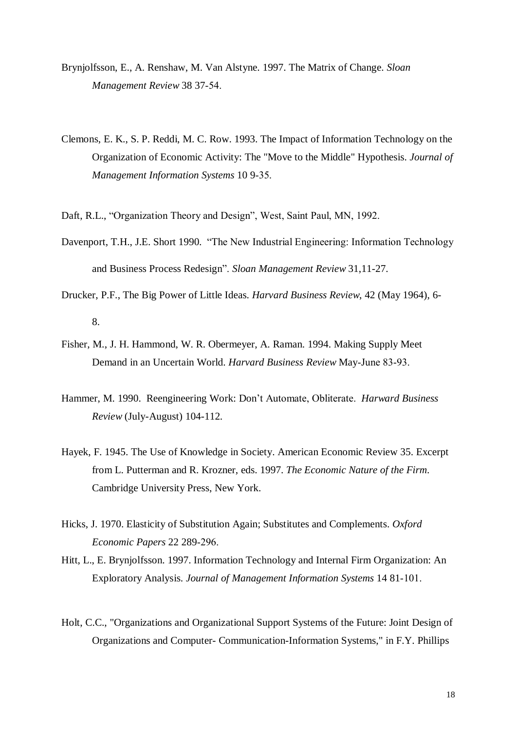Brynjolfsson, E., A. Renshaw, M. Van Alstyne. 1997. The Matrix of Change. *Sloan Management Review* 38 37-54.

Clemons, E. K., S. P. Reddi, M. C. Row. 1993. The Impact of Information Technology on the Organization of Economic Activity: The "Move to the Middle" Hypothesis. *Journal of Management Information Systems* 10 9-35.

Daft, R.L., "Organization Theory and Design", West, Saint Paul, MN, 1992.

Davenport, T.H., J.E. Short 1990. "The New Industrial Engineering: Information Technology and Business Process Redesign". *Sloan Management Review* 31,11-27.

Drucker, P.F., The Big Power of Little Ideas. *Harvard Business Review*, 42 (May 1964), 6-8.

Fisher, M., J. H. Hammond, W. R. Obermeyer, A. Raman. 1994. Making Supply Meet Demand in an Uncertain World. *Harvard Business Review* May-June 83-93.

Hammer, M. 1990. Reengineering Work: Don't Automate, Obliterate. *Harward Business Review* (July-August) 104-112.

Hayek, F. 1945. The Use of Knowledge in Society. American Economic Review 35. Excerpt from L. Putterman and R. Krozner, eds. 1997. *The Economic Nature of the Firm*. Cambridge University Press, New York.

Hicks, J. 1970. Elasticity of Substitution Again; Substitutes and Complements. *Oxford Economic Papers* 22 289-296.

Hitt, L., E. Brynjolfsson. 1997. Information Technology and Internal Firm Organization: An Exploratory Analysis. *Journal of Management Information Systems* 14 81-101.

Holt, C.C., "Organizations and Organizational Support Systems of the Future: Joint Design of Organizations and Computer- Communication-Information Systems," in F.Y. Phillips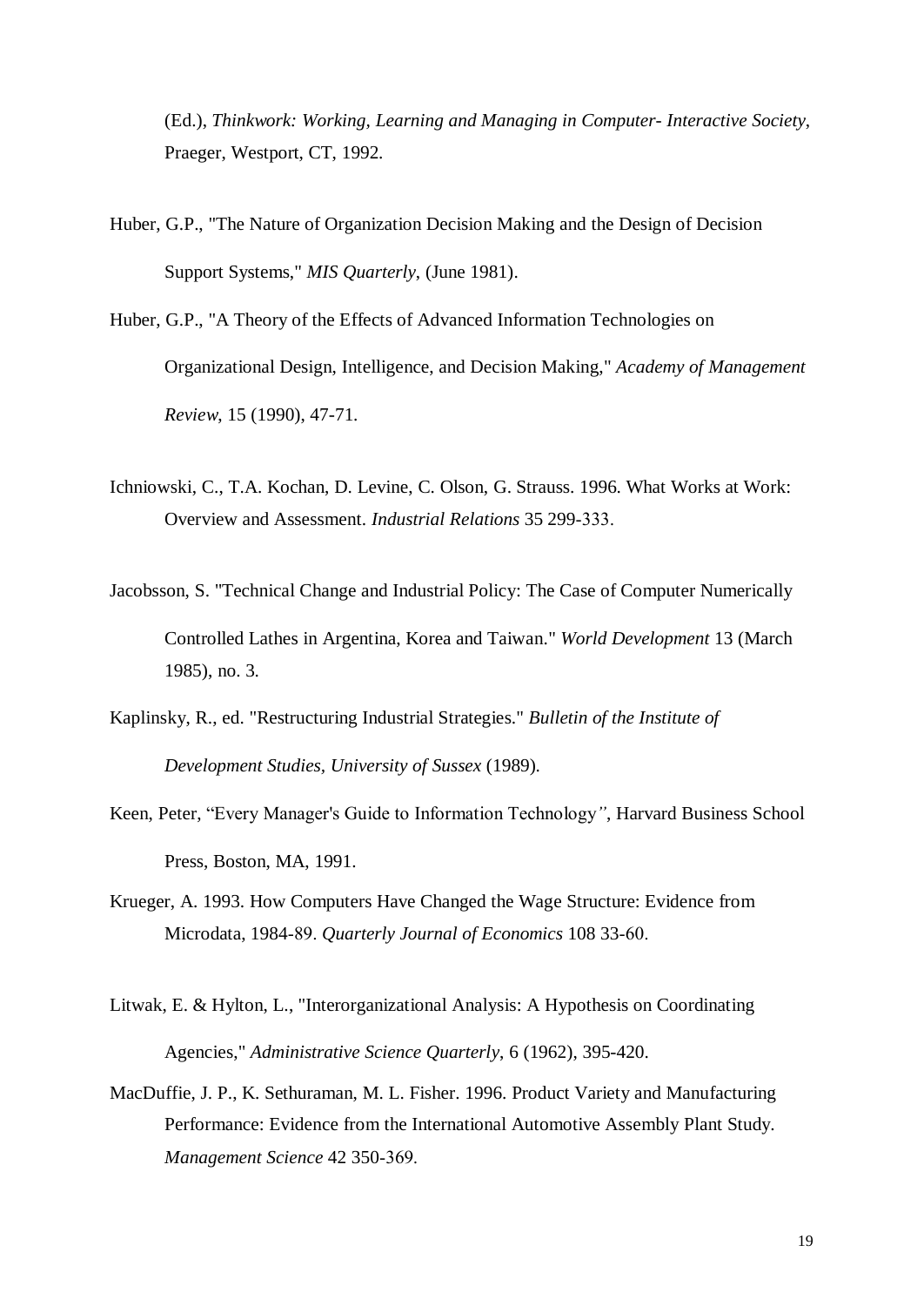(Ed.), *Thinkwork: Working, Learning and Managing in Computer- Interactive Society*, Praeger, Westport, CT, 1992.

Huber, G.P., "The Nature of Organization Decision Making and the Design of Decision Support Systems," *MIS Quarterly*, (June 1981).

Huber, G.P., "A Theory of the Effects of Advanced Information Technologies on Organizational Design, Intelligence, and Decision Making," *Academy of Management Review*, 15 (1990), 47-71.

Ichniowski, C., T.A. Kochan, D. Levine, C. Olson, G. Strauss. 1996. What Works at Work: Overview and Assessment. *Industrial Relations* 35 299-333.

Jacobsson, S. "Technical Change and Industrial Policy: The Case of Computer Numerically Controlled Lathes in Argentina, Korea and Taiwan." *World Development* 13 (March 1985), no. 3.

Kaplinsky, R., ed. "Restructuring Industrial Strategies." *Bulletin of the Institute of Development Studies, University of Sussex* (1989).

Keen, Peter, "Every Manager's Guide to Information Technology", Harvard Business School Press, Boston, MA, 1991.

Krueger, A. 1993. How Computers Have Changed the Wage Structure: Evidence from Microdata, 1984-89. *Quarterly Journal of Economics* 108 33-60.

Litwak, E. & Hylton, L., "Interorganizational Analysis: A Hypothesis on Coordinating Agencies," *Administrative Science Quarterly*, 6 (1962), 395-420.

MacDuffie, J. P., K. Sethuraman, M. L. Fisher. 1996. Product Variety and Manufacturing Performance: Evidence from the International Automotive Assembly Plant Study. *Management Science* 42 350-369.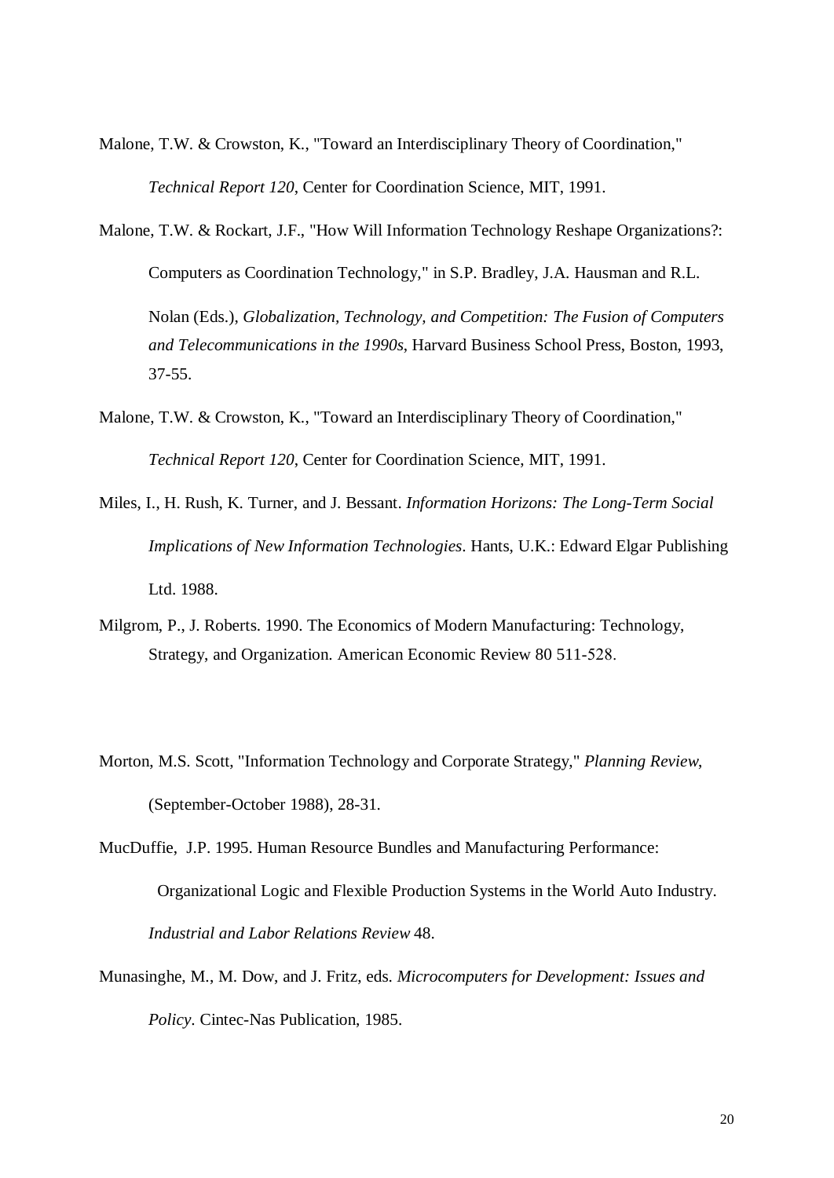Malone, T.W. & Crowston, K., "Toward an Interdisciplinary Theory of Coordination," *Technical Report 120*, Center for Coordination Science, MIT, 1991.

Malone, T.W. & Rockart, J.F., "How Will Information Technology Reshape Organizations?: Computers as Coordination Technology," in S.P. Bradley, J.A. Hausman and R.L. Nolan (Eds.), *Globalization, Technology, and Competition: The Fusion of Computers and Telecommunications in the 1990s*, Harvard Business School Press, Boston, 1993, 37-55.

Malone, T.W. & Crowston, K., "Toward an Interdisciplinary Theory of Coordination," *Technical Report 120*, Center for Coordination Science, MIT, 1991.

Miles, I., H. Rush, K. Turner, and J. Bessant. *Information Horizons: The Long-Term Social Implications of New Information Technologies*. Hants, U.K.: Edward Elgar Publishing Ltd. 1988.

Milgrom, P., J. Roberts. 1990. The Economics of Modern Manufacturing: Technology, Strategy, and Organization. American Economic Review 80 511-528.

Morton, M.S. Scott, "Information Technology and Corporate Strategy," *Planning Review*, (September-October 1988), 28-31.

MucDuffie, J.P. 1995. Human Resource Bundles and Manufacturing Performance: Organizational Logic and Flexible Production Systems in the World Auto Industry. *Industrial and Labor Relations Review* 48.

Munasinghe, M., M. Dow, and J. Fritz, eds. *Microcomputers for Development: Issues and Policy*. Cintec-Nas Publication, 1985.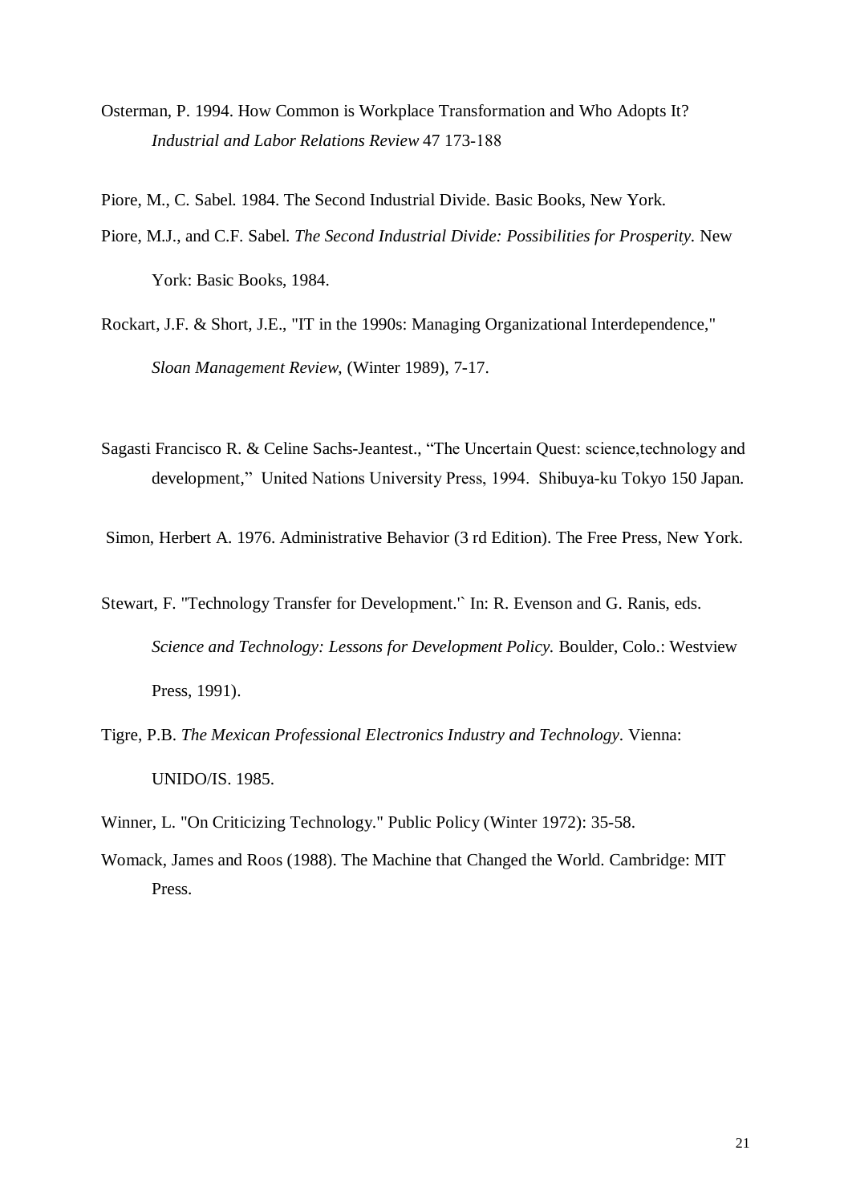Osterman, P. 1994. How Common is Workplace Transformation and Who Adopts It? *Industrial and Labor Relations Review* 47 173-188

Piore, M., C. Sabel. 1984. The Second Industrial Divide. Basic Books, New York.

Piore, M.J., and C.F. Sabel. *The Second Industrial Divide: Possibilities for Prosperity.* New York: Basic Books, 1984.

Rockart, J.F. & Short, J.E., "IT in the 1990s: Managing Organizational Interdependence," *Sloan Management Review,* (Winter 1989), 7-17.

Sagasti Francisco R. & Celine Sachs-Jeantest., "The Uncertain Quest: science,technology and development," United Nations University Press, 1994. Shibuya-ku Tokyo 150 Japan.

Simon, Herbert A. 1976. Administrative Behavior (3 rd Edition). The Free Press, New York.

Stewart, F. "Technology Transfer for Development."` In: R. Evenson and G. Ranis, eds. *Science and Technology: Lessons for Development Policy.* Boulder, Colo.: Westview Press, 1991).

Tigre, P.B. *The Mexican Professional Electronics Industry and Technology.* Vienna: UNIDO/IS. 1985.

Winner, L. "On Criticizing Technology." Public Policy (Winter 1972): 35-58.

Womack, James and Roos (1988). The Machine that Changed the World. Cambridge: MIT Press.